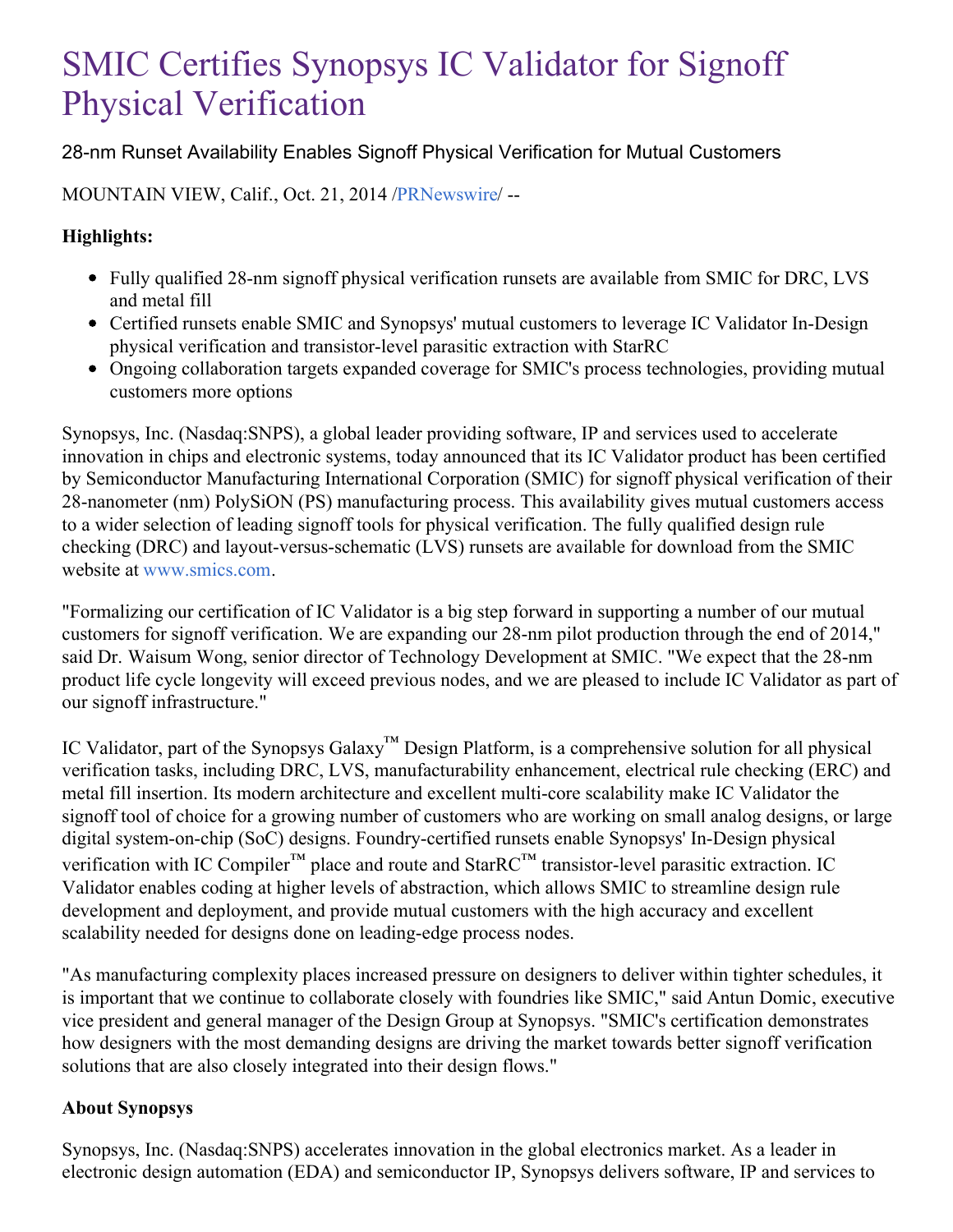# SMIC Certifies Synopsys IC Validator for Signoff Physical Verification

28-nm Runset Availability Enables Signoff Physical Verification for Mutual Customers

MOUNTAIN VIEW, Calif., Oct. 21, 2014 /PRNewswire/ --

**Highlights:**

- Fully qualified 28-nm signoff physical verification runsets are available from SMIC for DRC, LVS and metal fill
- Certified runsets enable SMIC and Synopsys' mutual customers to leverage IC Validator In-Design physical verification and transistor-level parasitic extraction with StarRC
- Ongoing collaboration targets expanded coverage for SMIC's process technologies, providing mutual customers more options

Synopsys, Inc. (Nasdaq:SNPS), a global leader providing software, IP and services used to accelerate innovation in chips and electronic systems, today announced that its IC Validator product has been certified by Semiconductor Manufacturing International Corporation (SMIC) for signoff physical verification of their 28-nanometer (nm) PolySiON (PS) manufacturing process. This availability gives mutual customers access to a wider selection of leading signoff tools for physical verification. The fully qualified design rule checking (DRC) and layout-versus-schematic (LVS) runsets are available for download from the SMIC website at www.smics.com.

"Formalizing our certification of IC Validator is a big step forward in supporting a number of our mutual customers for signoff verification. We are expanding our 28-nm pilot production through the end of 2014," said Dr. Waisum Wong, senior director of Technology Development at SMIC. "We expect that the 28-nm product life cycle longevity will exceed previous nodes, and we are pleased to include IC Validator as part of our signoff infrastructure."

IC Validator, part of the Synopsys Galaxy™ Design Platform, is a comprehensive solution for all physical verification tasks, including DRC, LVS, manufacturability enhancement, electrical rule checking (ERC) and metal fill insertion. Its modern architecture and excellent multi-core scalability make IC Validator the signoff tool of choice for a growing number of customers who are working on small analog designs, or large digital system-on-chip (SoC) designs. Foundry-certified runsets enable Synopsys' In-Design physical verification with IC Compiler™ place and route and StarRC™ transistor-level parasitic extraction. IC Validator enables coding at higher levels of abstraction, which allows SMIC to streamline design rule development and deployment, and provide mutual customers with the high accuracy and excellent scalability needed for designs done on leading-edge process nodes.

"As manufacturing complexity places increased pressure on designers to deliver within tighter schedules, it is important that we continue to collaborate closely with foundries like SMIC," said Antun Domic, executive vice president and general manager of the Design Group at Synopsys. "SMIC's certification demonstrates how designers with the most demanding designs are driving the market towards better signoff verification solutions that are also closely integrated into their design flows."

**About Synopsys**

Synopsys, Inc. (Nasdaq:SNPS) accelerates innovation in the global electronics market. As a leader in electronic design automation (EDA) and semiconductor IP, Synopsys delivers software, IP and services to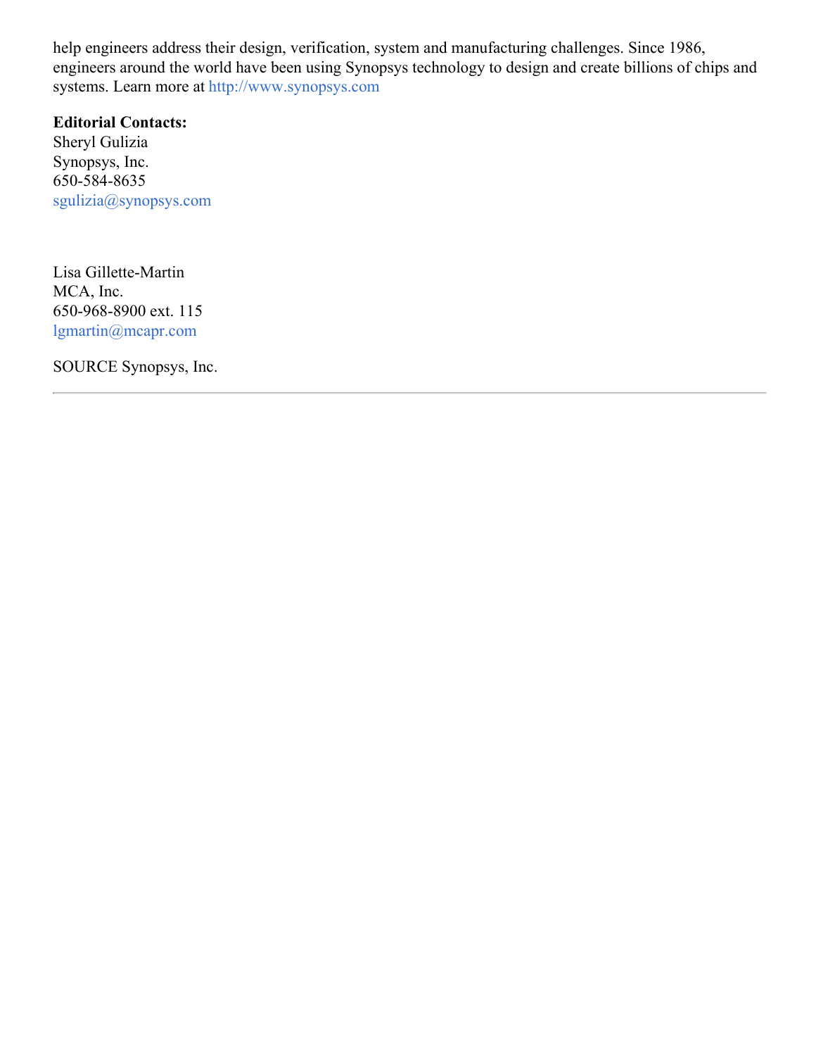help engineers address their design, verification, system and manufacturing challenges. Since 1986, engineers around the world have been using Synopsys technology to design and create billions of chips and systems. Learn more at http://www.synopsys.com

**Editorial Contacts:**
Sheryl Gulizia
Synopsys, Inc.
650-584-8635
sgulizia@synopsys.com

Lisa Gillette-Martin
MCA, Inc.
650-968-8900 ext. 115
lgmartin@mcapr.com

SOURCE Synopsys, Inc.

---